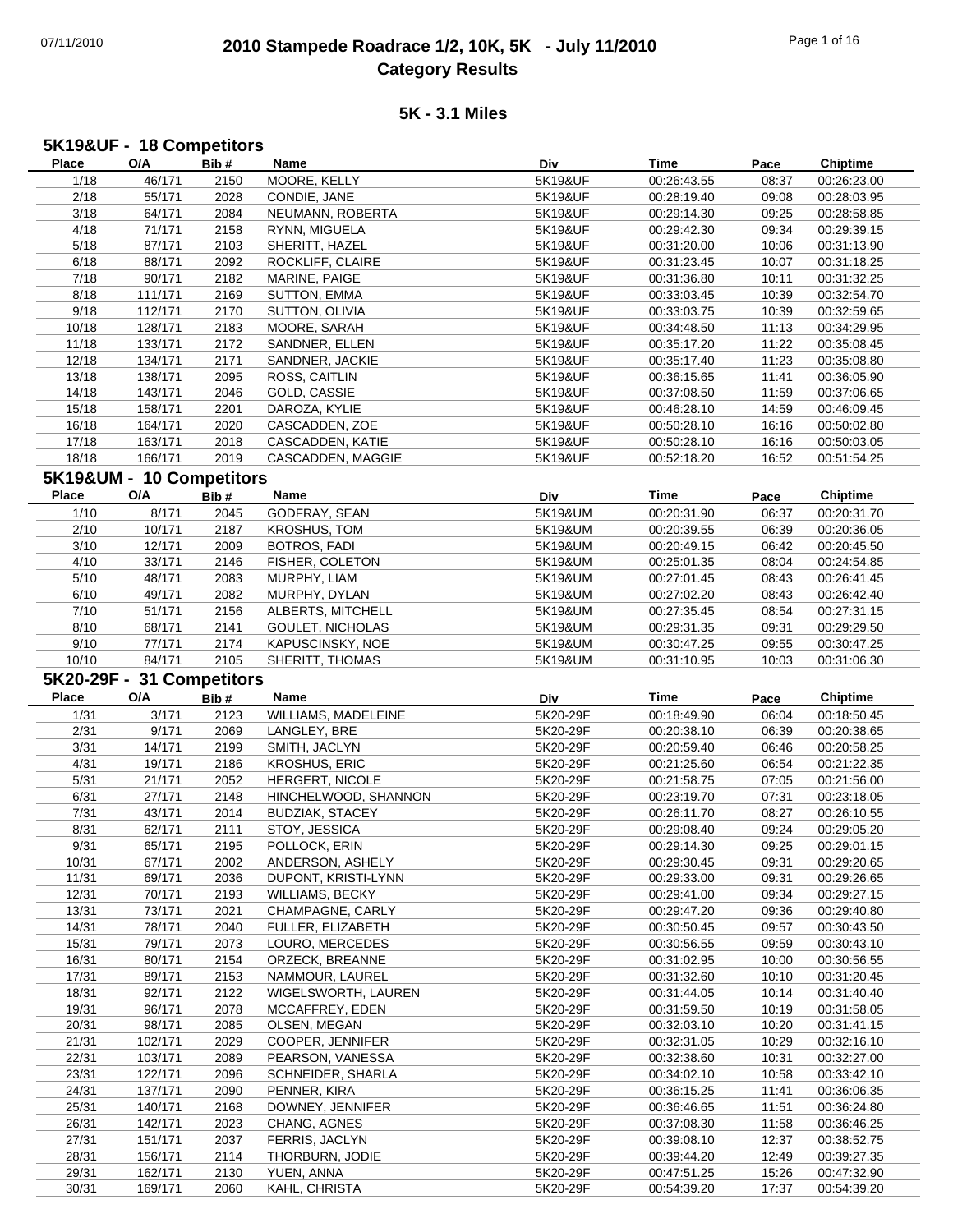# 2010 Stampede Roadrace 1/2, 10K, 5K - July 11/2010
## Category Results

### 5K - 3.1 Miles

#### 5K19&UF - 18 Competitors

| Place | O/A | Bib # | Name | Div | Time | Pace | Chiptime |
|---|---|---|---|---|---|---|---|
| 1/18 | 46/171 | 2150 | MOORE, KELLY | 5K19&UF | 00:26:43.55 | 08:37 | 00:26:23.00 |
| 2/18 | 55/171 | 2028 | CONDIE, JANE | 5K19&UF | 00:28:19.40 | 09:08 | 00:28:03.95 |
| 3/18 | 64/171 | 2084 | NEUMANN, ROBERTA | 5K19&UF | 00:29:14.30 | 09:25 | 00:28:58.85 |
| 4/18 | 71/171 | 2158 | RYNN, MIGUELA | 5K19&UF | 00:29:42.30 | 09:34 | 00:29:39.15 |
| 5/18 | 87/171 | 2103 | SHERITT, HAZEL | 5K19&UF | 00:31:20.00 | 10:06 | 00:31:13.90 |
| 6/18 | 88/171 | 2092 | ROCKLIFF, CLAIRE | 5K19&UF | 00:31:23.45 | 10:07 | 00:31:18.25 |
| 7/18 | 90/171 | 2182 | MARINE, PAIGE | 5K19&UF | 00:31:36.80 | 10:11 | 00:31:32.25 |
| 8/18 | 111/171 | 2169 | SUTTON, EMMA | 5K19&UF | 00:33:03.45 | 10:39 | 00:32:54.70 |
| 9/18 | 112/171 | 2170 | SUTTON, OLIVIA | 5K19&UF | 00:33:03.75 | 10:39 | 00:32:59.65 |
| 10/18 | 128/171 | 2183 | MOORE, SARAH | 5K19&UF | 00:34:48.50 | 11:13 | 00:34:29.95 |
| 11/18 | 133/171 | 2172 | SANDNER, ELLEN | 5K19&UF | 00:35:17.20 | 11:22 | 00:35:08.45 |
| 12/18 | 134/171 | 2171 | SANDNER, JACKIE | 5K19&UF | 00:35:17.40 | 11:23 | 00:35:08.80 |
| 13/18 | 138/171 | 2095 | ROSS, CAITLIN | 5K19&UF | 00:36:15.65 | 11:41 | 00:36:05.90 |
| 14/18 | 143/171 | 2046 | GOLD, CASSIE | 5K19&UF | 00:37:08.50 | 11:59 | 00:37:06.65 |
| 15/18 | 158/171 | 2201 | DAROZA, KYLIE | 5K19&UF | 00:46:28.10 | 14:59 | 00:46:09.45 |
| 16/18 | 164/171 | 2020 | CASCADDEN, ZOE | 5K19&UF | 00:50:28.10 | 16:16 | 00:50:02.80 |
| 17/18 | 163/171 | 2018 | CASCADDEN, KATIE | 5K19&UF | 00:50:28.10 | 16:16 | 00:50:03.05 |
| 18/18 | 166/171 | 2019 | CASCADDEN, MAGGIE | 5K19&UF | 00:52:18.20 | 16:52 | 00:51:54.25 |

#### 5K19&UM - 10 Competitors

| Place | O/A | Bib # | Name | Div | Time | Pace | Chiptime |
|---|---|---|---|---|---|---|---|
| 1/10 | 8/171 | 2045 | GODFRAY, SEAN | 5K19&UM | 00:20:31.90 | 06:37 | 00:20:31.70 |
| 2/10 | 10/171 | 2187 | KROSHUS, TOM | 5K19&UM | 00:20:39.55 | 06:39 | 00:20:36.05 |
| 3/10 | 12/171 | 2009 | BOTROS, FADI | 5K19&UM | 00:20:49.15 | 06:42 | 00:20:45.50 |
| 4/10 | 33/171 | 2146 | FISHER, COLETON | 5K19&UM | 00:25:01.35 | 08:04 | 00:24:54.85 |
| 5/10 | 48/171 | 2083 | MURPHY, LIAM | 5K19&UM | 00:27:01.45 | 08:43 | 00:26:41.45 |
| 6/10 | 49/171 | 2082 | MURPHY, DYLAN | 5K19&UM | 00:27:02.20 | 08:43 | 00:26:42.40 |
| 7/10 | 51/171 | 2156 | ALBERTS, MITCHELL | 5K19&UM | 00:27:35.45 | 08:54 | 00:27:31.15 |
| 8/10 | 68/171 | 2141 | GOULET, NICHOLAS | 5K19&UM | 00:29:31.35 | 09:31 | 00:29:29.50 |
| 9/10 | 77/171 | 2174 | KAPUSCINSKY, NOE | 5K19&UM | 00:30:47.25 | 09:55 | 00:30:47.25 |
| 10/10 | 84/171 | 2105 | SHERITT, THOMAS | 5K19&UM | 00:31:10.95 | 10:03 | 00:31:06.30 |

#### 5K20-29F - 31 Competitors

| Place | O/A | Bib # | Name | Div | Time | Pace | Chiptime |
|---|---|---|---|---|---|---|---|
| 1/31 | 3/171 | 2123 | WILLIAMS, MADELEINE | 5K20-29F | 00:18:49.90 | 06:04 | 00:18:50.45 |
| 2/31 | 9/171 | 2069 | LANGLEY, BRE | 5K20-29F | 00:20:38.10 | 06:39 | 00:20:38.65 |
| 3/31 | 14/171 | 2199 | SMITH, JACLYN | 5K20-29F | 00:20:59.40 | 06:46 | 00:20:58.25 |
| 4/31 | 19/171 | 2186 | KROSHUS, ERIC | 5K20-29F | 00:21:25.60 | 06:54 | 00:21:22.35 |
| 5/31 | 21/171 | 2052 | HERGERT, NICOLE | 5K20-29F | 00:21:58.75 | 07:05 | 00:21:56.00 |
| 6/31 | 27/171 | 2148 | HINCHELWOOD, SHANNON | 5K20-29F | 00:23:19.70 | 07:31 | 00:23:18.05 |
| 7/31 | 43/171 | 2014 | BUDZIAK, STACEY | 5K20-29F | 00:26:11.70 | 08:27 | 00:26:10.55 |
| 8/31 | 62/171 | 2111 | STOY, JESSICA | 5K20-29F | 00:29:08.40 | 09:24 | 00:29:05.20 |
| 9/31 | 65/171 | 2195 | POLLOCK, ERIN | 5K20-29F | 00:29:14.30 | 09:25 | 00:29:01.15 |
| 10/31 | 67/171 | 2002 | ANDERSON, ASHELY | 5K20-29F | 00:29:30.45 | 09:31 | 00:29:20.65 |
| 11/31 | 69/171 | 2036 | DUPONT, KRISTI-LYNN | 5K20-29F | 00:29:33.00 | 09:31 | 00:29:26.65 |
| 12/31 | 70/171 | 2193 | WILLIAMS, BECKY | 5K20-29F | 00:29:41.00 | 09:34 | 00:29:27.15 |
| 13/31 | 73/171 | 2021 | CHAMPAGNE, CARLY | 5K20-29F | 00:29:47.20 | 09:36 | 00:29:40.80 |
| 14/31 | 78/171 | 2040 | FULLER, ELIZABETH | 5K20-29F | 00:30:50.45 | 09:57 | 00:30:43.50 |
| 15/31 | 79/171 | 2073 | LOURO, MERCEDES | 5K20-29F | 00:30:56.55 | 09:59 | 00:30:43.10 |
| 16/31 | 80/171 | 2154 | ORZECK, BREANNE | 5K20-29F | 00:31:02.95 | 10:00 | 00:30:56.55 |
| 17/31 | 89/171 | 2153 | NAMMOUR, LAUREL | 5K20-29F | 00:31:32.60 | 10:10 | 00:31:20.45 |
| 18/31 | 92/171 | 2122 | WIGELSWORTH, LAUREN | 5K20-29F | 00:31:44.05 | 10:14 | 00:31:40.40 |
| 19/31 | 96/171 | 2078 | MCCAFFREY, EDEN | 5K20-29F | 00:31:59.50 | 10:19 | 00:31:58.05 |
| 20/31 | 98/171 | 2085 | OLSEN, MEGAN | 5K20-29F | 00:32:03.10 | 10:20 | 00:31:41.15 |
| 21/31 | 102/171 | 2029 | COOPER, JENNIFER | 5K20-29F | 00:32:31.05 | 10:29 | 00:32:16.10 |
| 22/31 | 103/171 | 2089 | PEARSON, VANESSA | 5K20-29F | 00:32:38.60 | 10:31 | 00:32:27.00 |
| 23/31 | 122/171 | 2096 | SCHNEIDER, SHARLA | 5K20-29F | 00:34:02.10 | 10:58 | 00:33:42.10 |
| 24/31 | 137/171 | 2090 | PENNER, KIRA | 5K20-29F | 00:36:15.25 | 11:41 | 00:36:06.35 |
| 25/31 | 140/171 | 2168 | DOWNEY, JENNIFER | 5K20-29F | 00:36:46.65 | 11:51 | 00:36:24.80 |
| 26/31 | 142/171 | 2023 | CHANG, AGNES | 5K20-29F | 00:37:08.30 | 11:58 | 00:36:46.25 |
| 27/31 | 151/171 | 2037 | FERRIS, JACLYN | 5K20-29F | 00:39:08.10 | 12:37 | 00:38:52.75 |
| 28/31 | 156/171 | 2114 | THORBURN, JODIE | 5K20-29F | 00:39:44.20 | 12:49 | 00:39:27.35 |
| 29/31 | 162/171 | 2130 | YUEN, ANNA | 5K20-29F | 00:47:51.25 | 15:26 | 00:47:32.90 |
| 30/31 | 169/171 | 2060 | KAHL, CHRISTA | 5K20-29F | 00:54:39.20 | 17:37 | 00:54:39.20 |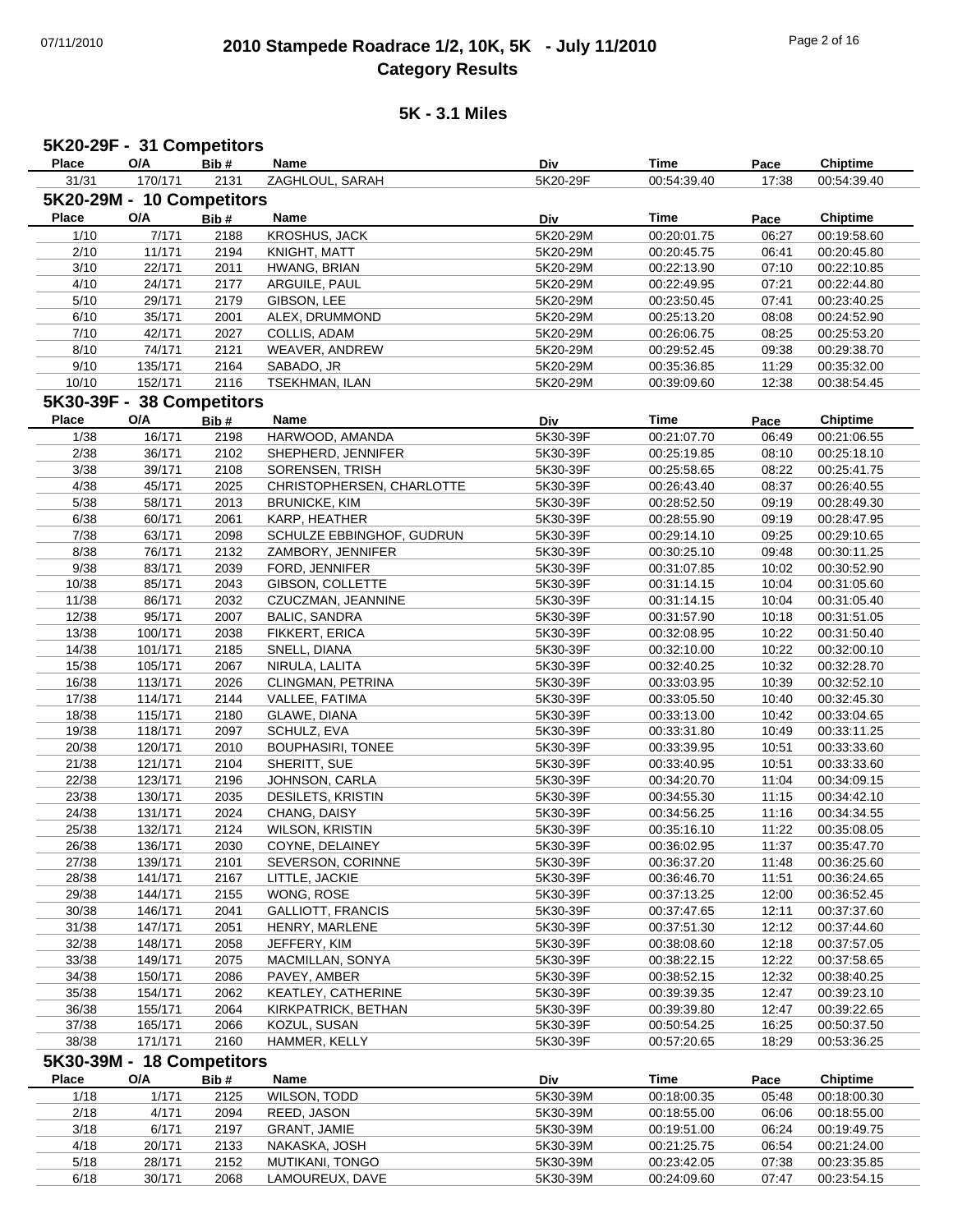# 2010 Stampede Roadrace 1/2, 10K, 5K - July 11/2010

## Category Results

### 5K - 3.1 Miles

**5K20-29F - 31 Competitors**

| Place | O/A | Bib # | Name | Div | Time | Pace | Chiptime |
|---|---|---|---|---|---|---|---|
| 31/31 | 170/171 | 2131 | ZAGHLOUL, SARAH | 5K20-29F | 00:54:39.40 | 17:38 | 00:54:39.40 |

**5K20-29M - 10 Competitors**

| Place | O/A | Bib # | Name | Div | Time | Pace | Chiptime |
|---|---|---|---|---|---|---|---|
| 1/10 | 7/171 | 2188 | KROSHUS, JACK | 5K20-29M | 00:20:01.75 | 06:27 | 00:19:58.60 |
| 2/10 | 11/171 | 2194 | KNIGHT, MATT | 5K20-29M | 00:20:45.75 | 06:41 | 00:20:45.80 |
| 3/10 | 22/171 | 2011 | HWANG, BRIAN | 5K20-29M | 00:22:13.90 | 07:10 | 00:22:10.85 |
| 4/10 | 24/171 | 2177 | ARGUILE, PAUL | 5K20-29M | 00:22:49.95 | 07:21 | 00:22:44.80 |
| 5/10 | 29/171 | 2179 | GIBSON, LEE | 5K20-29M | 00:23:50.45 | 07:41 | 00:23:40.25 |
| 6/10 | 35/171 | 2001 | ALEX, DRUMMOND | 5K20-29M | 00:25:13.20 | 08:08 | 00:24:52.90 |
| 7/10 | 42/171 | 2027 | COLLIS, ADAM | 5K20-29M | 00:26:06.75 | 08:25 | 00:25:53.20 |
| 8/10 | 74/171 | 2121 | WEAVER, ANDREW | 5K20-29M | 00:29:52.45 | 09:38 | 00:29:38.70 |
| 9/10 | 135/171 | 2164 | SABADO, JR | 5K20-29M | 00:35:36.85 | 11:29 | 00:35:32.00 |
| 10/10 | 152/171 | 2116 | TSEKHMAN, ILAN | 5K20-29M | 00:39:09.60 | 12:38 | 00:38:54.45 |

**5K30-39F - 38 Competitors**

| Place | O/A | Bib # | Name | Div | Time | Pace | Chiptime |
|---|---|---|---|---|---|---|---|
| 1/38 | 16/171 | 2198 | HARWOOD, AMANDA | 5K30-39F | 00:21:07.70 | 06:49 | 00:21:06.55 |
| 2/38 | 36/171 | 2102 | SHEPHERD, JENNIFER | 5K30-39F | 00:25:19.85 | 08:10 | 00:25:18.10 |
| 3/38 | 39/171 | 2108 | SORENSEN, TRISH | 5K30-39F | 00:25:58.65 | 08:22 | 00:25:41.75 |
| 4/38 | 45/171 | 2025 | CHRISTOPHERSEN, CHARLOTTE | 5K30-39F | 00:26:43.40 | 08:37 | 00:26:40.55 |
| 5/38 | 58/171 | 2013 | BRUNICKE, KIM | 5K30-39F | 00:28:52.50 | 09:19 | 00:28:49.30 |
| 6/38 | 60/171 | 2061 | KARP, HEATHER | 5K30-39F | 00:28:55.90 | 09:19 | 00:28:47.95 |
| 7/38 | 63/171 | 2098 | SCHULZE EBBINGHOF, GUDRUN | 5K30-39F | 00:29:14.10 | 09:25 | 00:29:10.65 |
| 8/38 | 76/171 | 2132 | ZAMBORY, JENNIFER | 5K30-39F | 00:30:25.10 | 09:48 | 00:30:11.25 |
| 9/38 | 83/171 | 2039 | FORD, JENNIFER | 5K30-39F | 00:31:07.85 | 10:02 | 00:30:52.90 |
| 10/38 | 85/171 | 2043 | GIBSON, COLLETTE | 5K30-39F | 00:31:14.15 | 10:04 | 00:31:05.60 |
| 11/38 | 86/171 | 2032 | CZUCZMAN, JEANNINE | 5K30-39F | 00:31:14.15 | 10:04 | 00:31:05.40 |
| 12/38 | 95/171 | 2007 | BALIC, SANDRA | 5K30-39F | 00:31:57.90 | 10:18 | 00:31:51.05 |
| 13/38 | 100/171 | 2038 | FIKKERT, ERICA | 5K30-39F | 00:32:08.95 | 10:22 | 00:31:50.40 |
| 14/38 | 101/171 | 2185 | SNELL, DIANA | 5K30-39F | 00:32:10.00 | 10:22 | 00:32:00.10 |
| 15/38 | 105/171 | 2067 | NIRULA, LALITA | 5K30-39F | 00:32:40.25 | 10:32 | 00:32:28.70 |
| 16/38 | 113/171 | 2026 | CLINGMAN, PETRINA | 5K30-39F | 00:33:03.95 | 10:39 | 00:32:52.10 |
| 17/38 | 114/171 | 2144 | VALLEE, FATIMA | 5K30-39F | 00:33:05.50 | 10:40 | 00:32:45.30 |
| 18/38 | 115/171 | 2180 | GLAWE, DIANA | 5K30-39F | 00:33:13.00 | 10:42 | 00:33:04.65 |
| 19/38 | 118/171 | 2097 | SCHULZ, EVA | 5K30-39F | 00:33:31.80 | 10:49 | 00:33:11.25 |
| 20/38 | 120/171 | 2010 | BOUPHASIRI, TONEE | 5K30-39F | 00:33:39.95 | 10:51 | 00:33:33.60 |
| 21/38 | 121/171 | 2104 | SHERITT, SUE | 5K30-39F | 00:33:40.95 | 10:51 | 00:33:33.60 |
| 22/38 | 123/171 | 2196 | JOHNSON, CARLA | 5K30-39F | 00:34:20.70 | 11:04 | 00:34:09.15 |
| 23/38 | 130/171 | 2035 | DESILETS, KRISTIN | 5K30-39F | 00:34:55.30 | 11:15 | 00:34:42.10 |
| 24/38 | 131/171 | 2024 | CHANG, DAISY | 5K30-39F | 00:34:56.25 | 11:16 | 00:34:34.55 |
| 25/38 | 132/171 | 2124 | WILSON, KRISTIN | 5K30-39F | 00:35:16.10 | 11:22 | 00:35:08.05 |
| 26/38 | 136/171 | 2030 | COYNE, DELAINEY | 5K30-39F | 00:36:02.95 | 11:37 | 00:35:47.70 |
| 27/38 | 139/171 | 2101 | SEVERSON, CORINNE | 5K30-39F | 00:36:37.20 | 11:48 | 00:36:25.60 |
| 28/38 | 141/171 | 2167 | LITTLE, JACKIE | 5K30-39F | 00:36:46.70 | 11:51 | 00:36:24.65 |
| 29/38 | 144/171 | 2155 | WONG, ROSE | 5K30-39F | 00:37:13.25 | 12:00 | 00:36:52.45 |
| 30/38 | 146/171 | 2041 | GALLIOTT, FRANCIS | 5K30-39F | 00:37:47.65 | 12:11 | 00:37:37.60 |
| 31/38 | 147/171 | 2051 | HENRY, MARLENE | 5K30-39F | 00:37:51.30 | 12:12 | 00:37:44.60 |
| 32/38 | 148/171 | 2058 | JEFFERY, KIM | 5K30-39F | 00:38:08.60 | 12:18 | 00:37:57.05 |
| 33/38 | 149/171 | 2075 | MACMILLAN, SONYA | 5K30-39F | 00:38:22.15 | 12:22 | 00:37:58.65 |
| 34/38 | 150/171 | 2086 | PAVEY, AMBER | 5K30-39F | 00:38:52.15 | 12:32 | 00:38:40.25 |
| 35/38 | 154/171 | 2062 | KEATLEY, CATHERINE | 5K30-39F | 00:39:39.35 | 12:47 | 00:39:23.10 |
| 36/38 | 155/171 | 2064 | KIRKPATRICK, BETHAN | 5K30-39F | 00:39:39.80 | 12:47 | 00:39:22.65 |
| 37/38 | 165/171 | 2066 | KOZUL, SUSAN | 5K30-39F | 00:50:54.25 | 16:25 | 00:50:37.50 |
| 38/38 | 171/171 | 2160 | HAMMER, KELLY | 5K30-39F | 00:57:20.65 | 18:29 | 00:53:36.25 |

**5K30-39M - 18 Competitors**

| Place | O/A | Bib # | Name | Div | Time | Pace | Chiptime |
|---|---|---|---|---|---|---|---|
| 1/18 | 1/171 | 2125 | WILSON, TODD | 5K30-39M | 00:18:00.35 | 05:48 | 00:18:00.30 |
| 2/18 | 4/171 | 2094 | REED, JASON | 5K30-39M | 00:18:55.00 | 06:06 | 00:18:55.00 |
| 3/18 | 6/171 | 2197 | GRANT, JAMIE | 5K30-39M | 00:19:51.00 | 06:24 | 00:19:49.75 |
| 4/18 | 20/171 | 2133 | NAKASKA, JOSH | 5K30-39M | 00:21:25.75 | 06:54 | 00:21:24.00 |
| 5/18 | 28/171 | 2152 | MUTIKANI, TONGO | 5K30-39M | 00:23:42.05 | 07:38 | 00:23:35.85 |
| 6/18 | 30/171 | 2068 | LAMOUREUX, DAVE | 5K30-39M | 00:24:09.60 | 07:47 | 00:23:54.15 |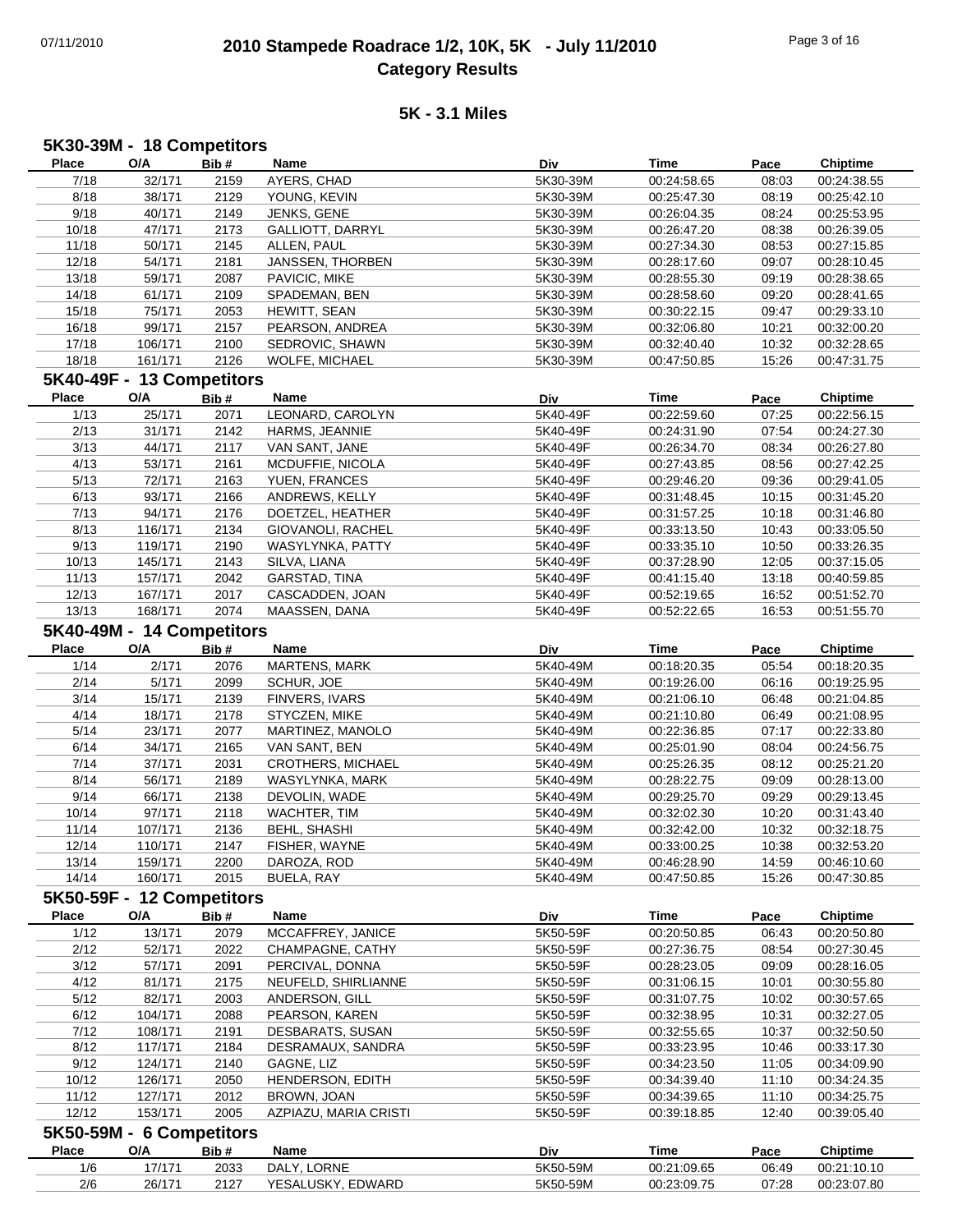# 2010 Stampede Roadrace 1/2, 10K, 5K - July 11/2010
## Category Results

### 5K - 3.1 Miles

#### 5K30-39M - 18 Competitors

| Place | O/A | Bib # | Name | Div | Time | Pace | Chiptime |
|---|---|---|---|---|---|---|---|
| 7/18 | 32/171 | 2159 | AYERS, CHAD | 5K30-39M | 00:24:58.65 | 08:03 | 00:24:38.55 |
| 8/18 | 38/171 | 2129 | YOUNG, KEVIN | 5K30-39M | 00:25:47.30 | 08:19 | 00:25:42.10 |
| 9/18 | 40/171 | 2149 | JENKS, GENE | 5K30-39M | 00:26:04.35 | 08:24 | 00:25:53.95 |
| 10/18 | 47/171 | 2173 | GALLIOTT, DARRYL | 5K30-39M | 00:26:47.20 | 08:38 | 00:26:39.05 |
| 11/18 | 50/171 | 2145 | ALLEN, PAUL | 5K30-39M | 00:27:34.30 | 08:53 | 00:27:15.85 |
| 12/18 | 54/171 | 2181 | JANSSEN, THORBEN | 5K30-39M | 00:28:17.60 | 09:07 | 00:28:10.45 |
| 13/18 | 59/171 | 2087 | PAVICIC, MIKE | 5K30-39M | 00:28:55.30 | 09:19 | 00:28:38.65 |
| 14/18 | 61/171 | 2109 | SPADEMAN, BEN | 5K30-39M | 00:28:58.60 | 09:20 | 00:28:41.65 |
| 15/18 | 75/171 | 2053 | HEWITT, SEAN | 5K30-39M | 00:30:22.15 | 09:47 | 00:29:33.10 |
| 16/18 | 99/171 | 2157 | PEARSON, ANDREA | 5K30-39M | 00:32:06.80 | 10:21 | 00:32:00.20 |
| 17/18 | 106/171 | 2100 | SEDROVIC, SHAWN | 5K30-39M | 00:32:40.40 | 10:32 | 00:32:28.65 |
| 18/18 | 161/171 | 2126 | WOLFE, MICHAEL | 5K30-39M | 00:47:50.85 | 15:26 | 00:47:31.75 |

#### 5K40-49F - 13 Competitors

| Place | O/A | Bib # | Name | Div | Time | Pace | Chiptime |
|---|---|---|---|---|---|---|---|
| 1/13 | 25/171 | 2071 | LEONARD, CAROLYN | 5K40-49F | 00:22:59.60 | 07:25 | 00:22:56.15 |
| 2/13 | 31/171 | 2142 | HARMS, JEANNIE | 5K40-49F | 00:24:31.90 | 07:54 | 00:24:27.30 |
| 3/13 | 44/171 | 2117 | VAN SANT, JANE | 5K40-49F | 00:26:34.70 | 08:34 | 00:26:27.80 |
| 4/13 | 53/171 | 2161 | MCDUFFIE, NICOLA | 5K40-49F | 00:27:43.85 | 08:56 | 00:27:42.25 |
| 5/13 | 72/171 | 2163 | YUEN, FRANCES | 5K40-49F | 00:29:46.20 | 09:36 | 00:29:41.05 |
| 6/13 | 93/171 | 2166 | ANDREWS, KELLY | 5K40-49F | 00:31:48.45 | 10:15 | 00:31:45.20 |
| 7/13 | 94/171 | 2176 | DOETZEL, HEATHER | 5K40-49F | 00:31:57.25 | 10:18 | 00:31:46.80 |
| 8/13 | 116/171 | 2134 | GIOVANOLI, RACHEL | 5K40-49F | 00:33:13.50 | 10:43 | 00:33:05.50 |
| 9/13 | 119/171 | 2190 | WASYLYNKA, PATTY | 5K40-49F | 00:33:35.10 | 10:50 | 00:33:26.35 |
| 10/13 | 145/171 | 2143 | SILVA, LIANA | 5K40-49F | 00:37:28.90 | 12:05 | 00:37:15.05 |
| 11/13 | 157/171 | 2042 | GARSTAD, TINA | 5K40-49F | 00:41:15.40 | 13:18 | 00:40:59.85 |
| 12/13 | 167/171 | 2017 | CASCADDEN, JOAN | 5K40-49F | 00:52:19.65 | 16:52 | 00:51:52.70 |
| 13/13 | 168/171 | 2074 | MAASSEN, DANA | 5K40-49F | 00:52:22.65 | 16:53 | 00:51:55.70 |

#### 5K40-49M - 14 Competitors

| Place | O/A | Bib # | Name | Div | Time | Pace | Chiptime |
|---|---|---|---|---|---|---|---|
| 1/14 | 2/171 | 2076 | MARTENS, MARK | 5K40-49M | 00:18:20.35 | 05:54 | 00:18:20.35 |
| 2/14 | 5/171 | 2099 | SCHUR, JOE | 5K40-49M | 00:19:26.00 | 06:16 | 00:19:25.95 |
| 3/14 | 15/171 | 2139 | FINVERS, IVARS | 5K40-49M | 00:21:06.10 | 06:48 | 00:21:04.85 |
| 4/14 | 18/171 | 2178 | STYCZEN, MIKE | 5K40-49M | 00:21:10.80 | 06:49 | 00:21:08.95 |
| 5/14 | 23/171 | 2077 | MARTINEZ, MANOLO | 5K40-49M | 00:22:36.85 | 07:17 | 00:22:33.80 |
| 6/14 | 34/171 | 2165 | VAN SANT, BEN | 5K40-49M | 00:25:01.90 | 08:04 | 00:24:56.75 |
| 7/14 | 37/171 | 2031 | CROTHERS, MICHAEL | 5K40-49M | 00:25:26.35 | 08:12 | 00:25:21.20 |
| 8/14 | 56/171 | 2189 | WASYLYNKA, MARK | 5K40-49M | 00:28:22.75 | 09:09 | 00:28:13.00 |
| 9/14 | 66/171 | 2138 | DEVOLIN, WADE | 5K40-49M | 00:29:25.70 | 09:29 | 00:29:13.45 |
| 10/14 | 97/171 | 2118 | WACHTER, TIM | 5K40-49M | 00:32:02.30 | 10:20 | 00:31:43.40 |
| 11/14 | 107/171 | 2136 | BEHL, SHASHI | 5K40-49M | 00:32:42.00 | 10:32 | 00:32:18.75 |
| 12/14 | 110/171 | 2147 | FISHER, WAYNE | 5K40-49M | 00:33:00.25 | 10:38 | 00:32:53.20 |
| 13/14 | 159/171 | 2200 | DAROZA, ROD | 5K40-49M | 00:46:28.90 | 14:59 | 00:46:10.60 |
| 14/14 | 160/171 | 2015 | BUELA, RAY | 5K40-49M | 00:47:50.85 | 15:26 | 00:47:30.85 |

#### 5K50-59F - 12 Competitors

| Place | O/A | Bib # | Name | Div | Time | Pace | Chiptime |
|---|---|---|---|---|---|---|---|
| 1/12 | 13/171 | 2079 | MCCAFFREY, JANICE | 5K50-59F | 00:20:50.85 | 06:43 | 00:20:50.80 |
| 2/12 | 52/171 | 2022 | CHAMPAGNE, CATHY | 5K50-59F | 00:27:36.75 | 08:54 | 00:27:30.45 |
| 3/12 | 57/171 | 2091 | PERCIVAL, DONNA | 5K50-59F | 00:28:23.05 | 09:09 | 00:28:16.05 |
| 4/12 | 81/171 | 2175 | NEUFELD, SHIRLIANNE | 5K50-59F | 00:31:06.15 | 10:01 | 00:30:55.80 |
| 5/12 | 82/171 | 2003 | ANDERSON, GILL | 5K50-59F | 00:31:07.75 | 10:02 | 00:30:57.65 |
| 6/12 | 104/171 | 2088 | PEARSON, KAREN | 5K50-59F | 00:32:38.95 | 10:31 | 00:32:27.05 |
| 7/12 | 108/171 | 2191 | DESBARATS, SUSAN | 5K50-59F | 00:32:55.65 | 10:37 | 00:32:50.50 |
| 8/12 | 117/171 | 2184 | DESRAMAUX, SANDRA | 5K50-59F | 00:33:23.95 | 10:46 | 00:33:17.30 |
| 9/12 | 124/171 | 2140 | GAGNE, LIZ | 5K50-59F | 00:34:23.50 | 11:05 | 00:34:09.90 |
| 10/12 | 126/171 | 2050 | HENDERSON, EDITH | 5K50-59F | 00:34:39.40 | 11:10 | 00:34:24.35 |
| 11/12 | 127/171 | 2012 | BROWN, JOAN | 5K50-59F | 00:34:39.65 | 11:10 | 00:34:25.75 |
| 12/12 | 153/171 | 2005 | AZPIAZU, MARIA CRISTI | 5K50-59F | 00:39:18.85 | 12:40 | 00:39:05.40 |

#### 5K50-59M - 6 Competitors

| Place | O/A | Bib # | Name | Div | Time | Pace | Chiptime |
|---|---|---|---|---|---|---|---|
| 1/6 | 17/171 | 2033 | DALY, LORNE | 5K50-59M | 00:21:09.65 | 06:49 | 00:21:10.10 |
| 2/6 | 26/171 | 2127 | YESALUSKY, EDWARD | 5K50-59M | 00:23:09.75 | 07:28 | 00:23:07.80 |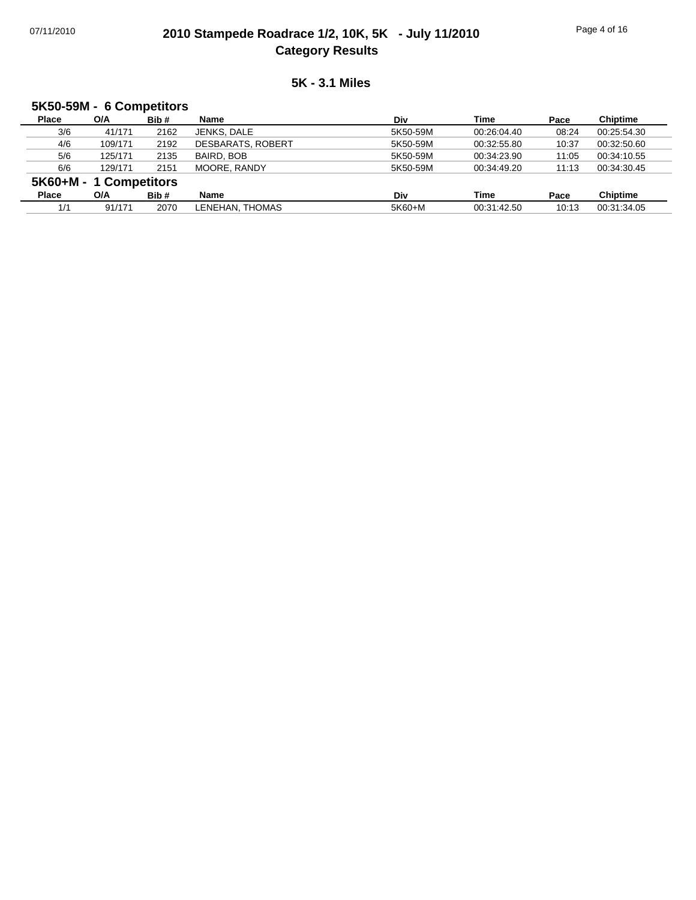# 2010 Stampede Roadrace 1/2, 10K, 5K - July 11/2010
## Category Results

### 5K - 3.1 Miles

#### 5K50-59M - 6 Competitors

| Place | O/A | Bib # | Name | Div | Time | Pace | Chiptime |
|---|---|---|---|---|---|---|---|
| 3/6 | 41/171 | 2162 | JENKS, DALE | 5K50-59M | 00:26:04.40 | 08:24 | 00:25:54.30 |
| 4/6 | 109/171 | 2192 | DESBARATS, ROBERT | 5K50-59M | 00:32:55.80 | 10:37 | 00:32:50.60 |
| 5/6 | 125/171 | 2135 | BAIRD, BOB | 5K50-59M | 00:34:23.90 | 11:05 | 00:34:10.55 |
| 6/6 | 129/171 | 2151 | MOORE, RANDY | 5K50-59M | 00:34:49.20 | 11:13 | 00:34:30.45 |

#### 5K60+M - 1 Competitors

| Place | O/A | Bib # | Name | Div | Time | Pace | Chiptime |
|---|---|---|---|---|---|---|---|
| 1/1 | 91/171 | 2070 | LENEHAN, THOMAS | 5K60+M | 00:31:42.50 | 10:13 | 00:31:34.05 |